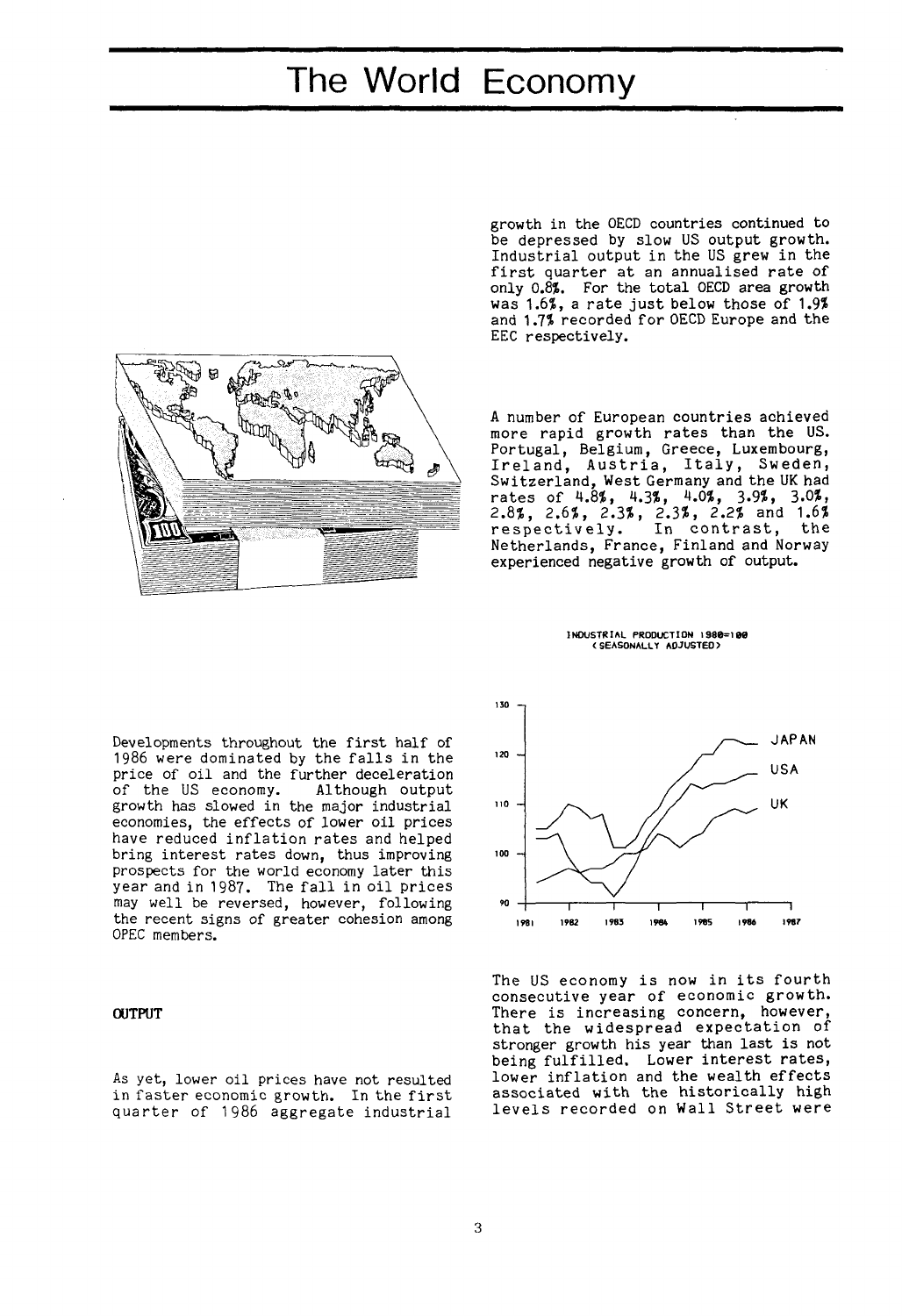# The World Economy

Developments throughout the first half of 1986 were dominated by the falls in the price of oil and the further deceleration of the US economy. Although output growth has slowed in the major industrial economies, the effects of lower oil prices have reduced inflation rates and helped bring interest rates down, thus improving prospects for the world economy later this year and in 1987. The fall in oil prices may well be reversed, however, following the recent signs of greater cohesion among OPEC members.

## OUTPUT

As yet, lower oil prices have not resulted in faster economic growth. In the first quarter of 1986 aggregate industrial growth in the OECD countries continued to be depressed by slow US output growth. Industrial output in the US grew in the first quarter at an annualised rate of only 0.8%. For the total OECD area growth was 1.6%, a rate just below those of 1.9% and 1.7% recorded for OECD Europe and the EEC respectively.

A number of European countries achieved more rapid growth rates than the US. Portugal, Belgium, Greece, Luxembourg, Ireland, Austria, Italy, Sweden, Switzerland, West Germany and the UK had rates of 4.8%, 4.3%, 4.0%, 3.9%, 3.0%, 2.8%, 2.6%, 2.3%, 2.3%, 2.2% and 1.6% respectively. In contrast, the Netherlands, France, Finland and Norway experienced negative growth of output.

INDUSTRIAL PRODUCTION 1980=100 (SEASONALLY ADJUSTED)

The US economy is now in its fourth consecutive year of economic growth. There is increasing concern, however, that the widespread expectation of stronger growth his year than last is not being fulfilled. Lower interest rates, lower inflation and the wealth effects associated with the historically high levels recorded on Wall Street were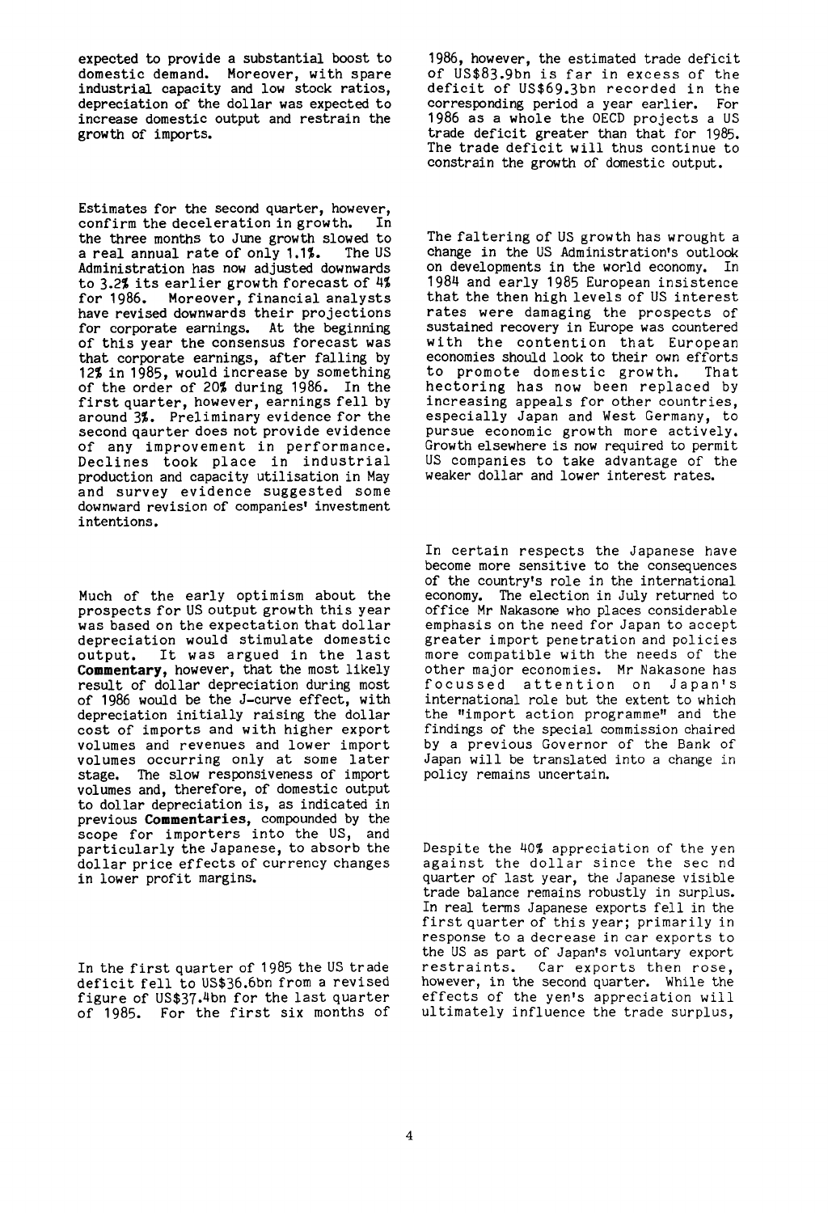expected to provide a substantial boost to domestic demand. Moreover, with spare industrial capacity and low stock ratios, depreciation of the dollar was expected to increase domestic output and restrain the growth of imports.

Estimates for the second quarter, however, confirm the deceleration in growth. In the three months to June growth slowed to a real annual rate of only 1.1%. The US Administration has now adjusted downwards to 3.2% its earlier growth forecast of 4% for 1986. Moreover, financial analysts have revised downwards their projections for corporate earnings. At the beginning of this year the consensus forecast was that corporate earnings, after falling by 12% in 1985, would increase by something of the order of 20% during 1986. In the first quarter, however, earnings fell by around 3%. Preliminary evidence for the second qaurter does not provide evidence of any improvement in performance. Declines took place in industrial production and capacity utilisation in May and survey evidence suggested some downward revision of companies' investment intentions.

Much of the early optimism about the prospects for US output growth this year was based on the expectation that dollar depreciation would stimulate domestic output. It was argued in the last **Commentary**, however, that the most likely result of dollar depreciation during most of 1986 would be the J-curve effect, with depreciation initially raising the dollar cost of imports and with higher export volumes and revenues and lower import volumes occurring only at some later stage. The slow responsiveness of import volumes and, therefore, of domestic output to dollar depreciation is, as indicated in previous **Commentaries**, compounded by the scope for importers into the US, and particularly the Japanese, to absorb the dollar price effects of currency changes in lower profit margins.

In the first quarter of 1985 the US trade deficit fell to US$36.6bn from a revised figure of US$37.4bn for the last quarter of 1985. For the first six months of 1986, however, the estimated trade deficit of US$83.9bn is far in excess of the deficit of US$69.3bn recorded in the corresponding period a year earlier. For 1986 as a whole the OECD projects a US trade deficit greater than that for 1985. The trade deficit will thus continue to constrain the growth of domestic output.

The faltering of US growth has wrought a change in the US Administration's outlook on developments in the world economy. In 1984 and early 1985 European insistence that the then high levels of US interest rates were damaging the prospects of sustained recovery in Europe was countered with the contention that European economies should look to their own efforts to promote domestic growth. That hectoring has now been replaced by increasing appeals for other countries, especially Japan and West Germany, to pursue economic growth more actively. Growth elsewhere is now required to permit US companies to take advantage of the weaker dollar and lower interest rates.

In certain respects the Japanese have become more sensitive to the consequences of the country's role in the international economy. The election in July returned to office Mr Nakasone who places considerable emphasis on the need for Japan to accept greater import penetration and policies more compatible with the needs of the other major economies. Mr Nakasone has focussed attention on Japan's international role but the extent to which the "import action programme" and the findings of the special commission chaired by a previous Governor of the Bank of Japan will be translated into a change in policy remains uncertain.

Despite the 40% appreciation of the yen against the dollar since the sec nd quarter of last year, the Japanese visible trade balance remains robustly in surplus. In real terms Japanese exports fell in the first quarter of this year; primarily in response to a decrease in car exports to the US as part of Japan's voluntary export restraints. Car exports then rose, however, in the second quarter. While the effects of the yen's appreciation will ultimately influence the trade surplus,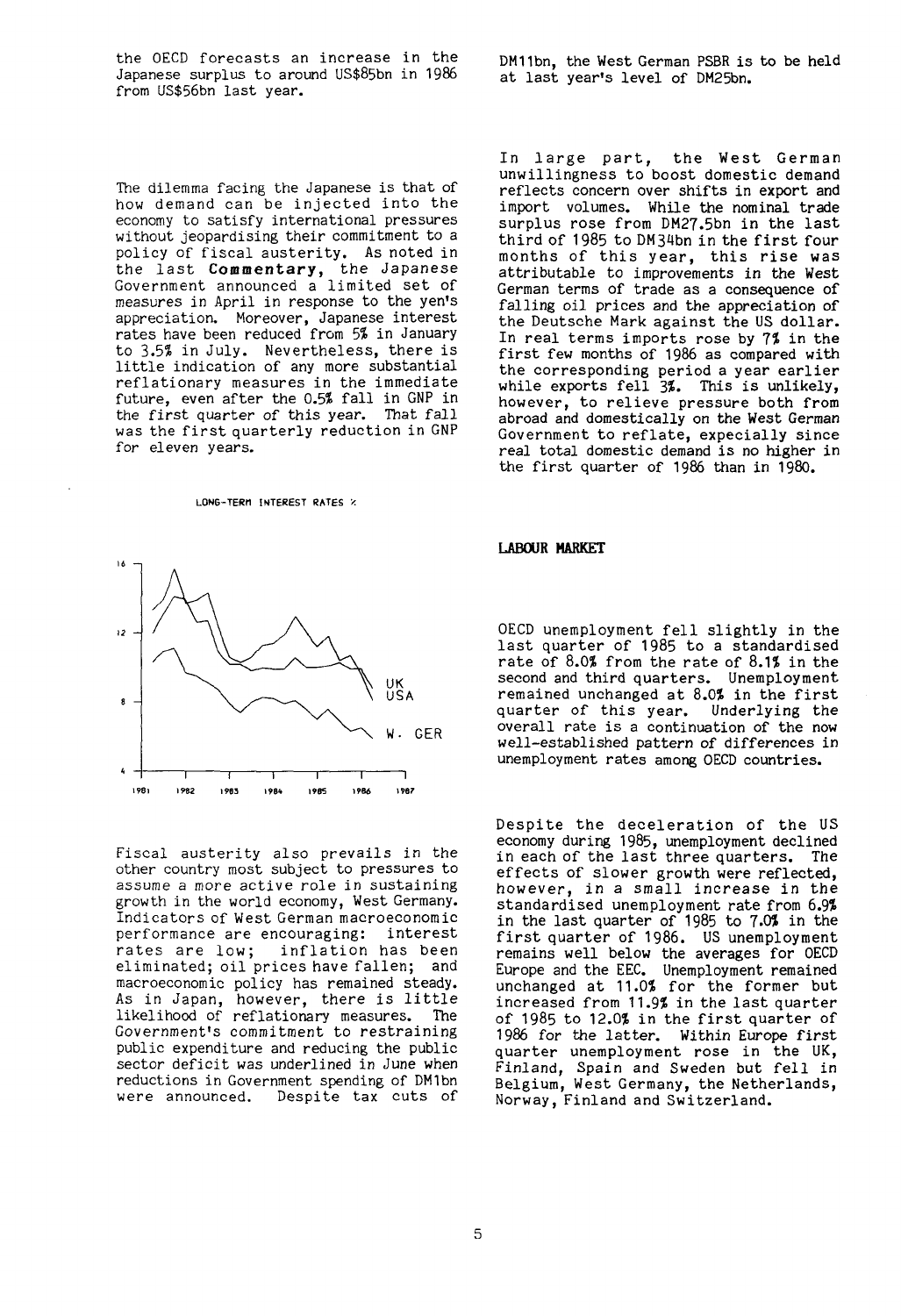the OECD forecasts an increase in the Japanese surplus to around US$85bn in 1986 from US$56bn last year.

The dilemma facing the Japanese is that of how demand can be injected into the economy to satisfy international pressures without jeopardising their commitment to a policy of fiscal austerity. As noted in the last **Commentary**, the Japanese Government announced a limited set of measures in April in response to the yen's appreciation. Moreover, Japanese interest rates have been reduced from 5% in January to 3.5% in July. Nevertheless, there is little indication of any more substantial reflationary measures in the immediate future, even after the 0.5% fall in GNP in the first quarter of this year. That fall was the first quarterly reduction in GNP for eleven years.

LONG-TERM INTEREST RATES %

Fiscal austerity also prevails in the other country most subject to pressures to assume a more active role in sustaining growth in the world economy, West Germany. Indicators of West German macroeconomic performance are encouraging: interest rates are low; inflation has been eliminated; oil prices have fallen; and macroeconomic policy has remained steady. As in Japan, however, there is little likelihood of reflationary measures. The Government's commitment to restraining public expenditure and reducing the public sector deficit was underlined in June when reductions in Government spending of DM1bn were announced. Despite tax cuts of DM11bn, the West German PSBR is to be held at last year's level of DM25bn.

In large part, the West German unwillingness to boost domestic demand reflects concern over shifts in export and import volumes. While the nominal trade surplus rose from DM27.5bn in the last third of 1985 to DM34bn in the first four months of this year, this rise was attributable to improvements in the West German terms of trade as a consequence of falling oil prices and the appreciation of the Deutsche Mark against the US dollar. In real terms imports rose by 7% in the first few months of 1986 as compared with the corresponding period a year earlier while exports fell 3%. This is unlikely, however, to relieve pressure both from abroad and domestically on the West German Government to reflate, expecially since real total domestic demand is no higher in the first quarter of 1986 than in 1980.

## LABOUR MARKET

OECD unemployment fell slightly in the last quarter of 1985 to a standardised rate of 8.0% from the rate of 8.1% in the second and third quarters. Unemployment remained unchanged at 8.0% in the first quarter of this year. Underlying the overall rate is a continuation of the now well-established pattern of differences in unemployment rates among OECD countries.

Despite the deceleration of the US economy during 1985, unemployment declined in each of the last three quarters. The effects of slower growth were reflected, however, in a small increase in the standardised unemployment rate from 6.9% in the last quarter of 1985 to 7.0% in the first quarter of 1986. US unemployment remains well below the averages for OECD Europe and the EEC. Unemployment remained unchanged at 11.0% for the former but increased from 11.9% in the last quarter of 1985 to 12.0% in the first quarter of 1986 for the latter. Within Europe first quarter unemployment rose in the UK, Finland, Spain and Sweden but fell in Belgium, West Germany, the Netherlands, Norway, Finland and Switzerland.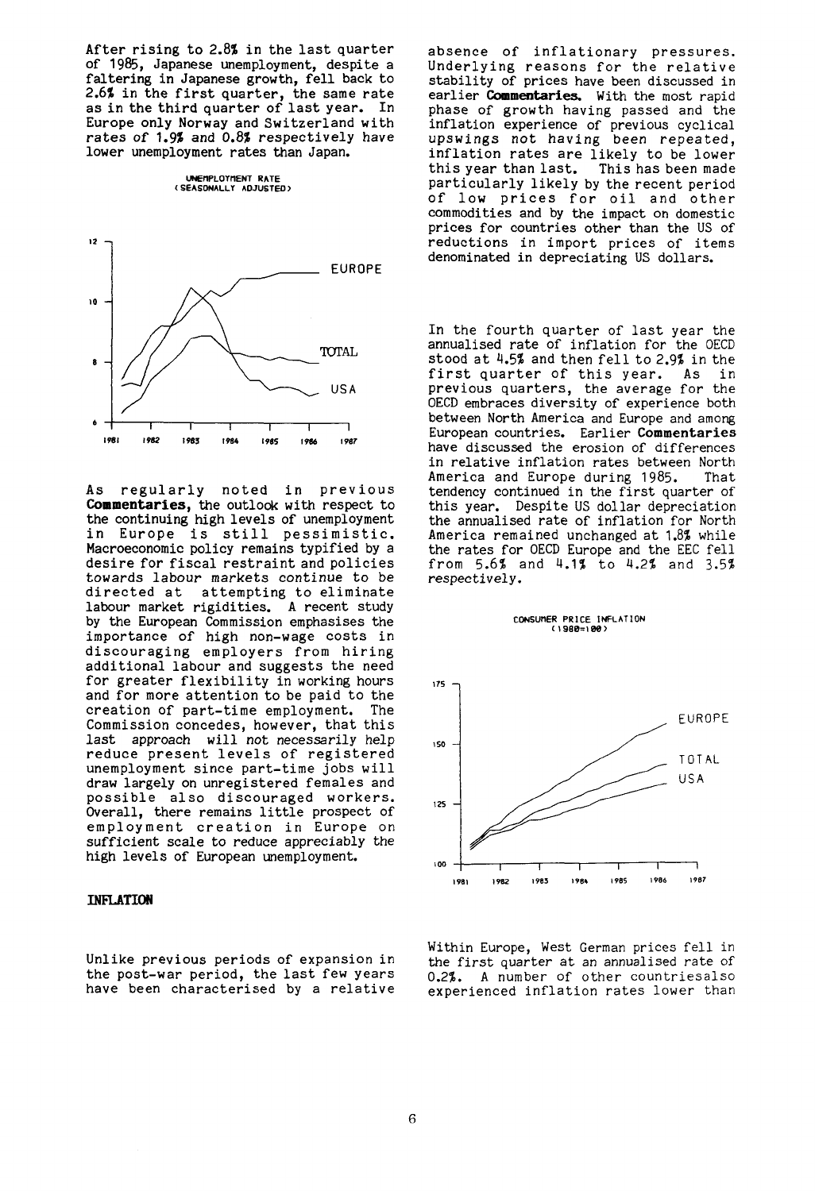After rising to 2.8% in the last quarter of 1985, Japanese unemployment, despite a faltering in Japanese growth, fell back to 2.6% in the first quarter, the same rate as in the third quarter of last year. In Europe only Norway and Switzerland with rates of 1.9% and 0.8% respectively have lower unemployment rates than Japan.

UNEMPLOYMENT RATE (SEASONALLY ADJUSTED)

As regularly noted in previous **Commentaries**, the outlook with respect to the continuing high levels of unemployment in Europe is still pessimistic. Macroeconomic policy remains typified by a desire for fiscal restraint and policies towards labour markets continue to be directed at attempting to eliminate labour market rigidities. A recent study by the European Commission emphasises the importance of high non-wage costs in discouraging employers from hiring additional labour and suggests the need for greater flexibility in working hours and for more attention to be paid to the creation of part-time employment. The Commission concedes, however, that this last approach will not necessarily help reduce present levels of registered unemployment since part-time jobs will draw largely on unregistered females and possible also discouraged workers. Overall, there remains little prospect of employment creation in Europe on sufficient scale to reduce appreciably the high levels of European unemployment.

## INFLATION

Unlike previous periods of expansion in the post-war period, the last few years have been characterised by a relative absence of inflationary pressures. Underlying reasons for the relative stability of prices have been discussed in earlier **Commentaries**. With the most rapid phase of growth having passed and the inflation experience of previous cyclical upswings not having been repeated, inflation rates are likely to be lower this year than last. This has been made particularly likely by the recent period of low prices for oil and other commodities and by the impact on domestic prices for countries other than the US of reductions in import prices of items denominated in depreciating US dollars.

In the fourth quarter of last year the annualised rate of inflation for the OECD stood at 4.5% and then fell to 2.9% in the first quarter of this year. As in previous quarters, the average for the OECD embraces diversity of experience both between North America and Europe and among European countries. Earlier **Commentaries** have discussed the erosion of differences in relative inflation rates between North America and Europe during 1985. That tendency continued in the first quarter of this year. Despite US dollar depreciation the annualised rate of inflation for North America remained unchanged at 1.8% while the rates for OECD Europe and the EEC fell from 5.6% and 4.1% to 4.2% and 3.5% respectively.

CONSUMER PRICE INFLATION (1980=100)

Within Europe, West German prices fell in the first quarter at an annualised rate of 0.2%. A number of other countriesalso experienced inflation rates lower than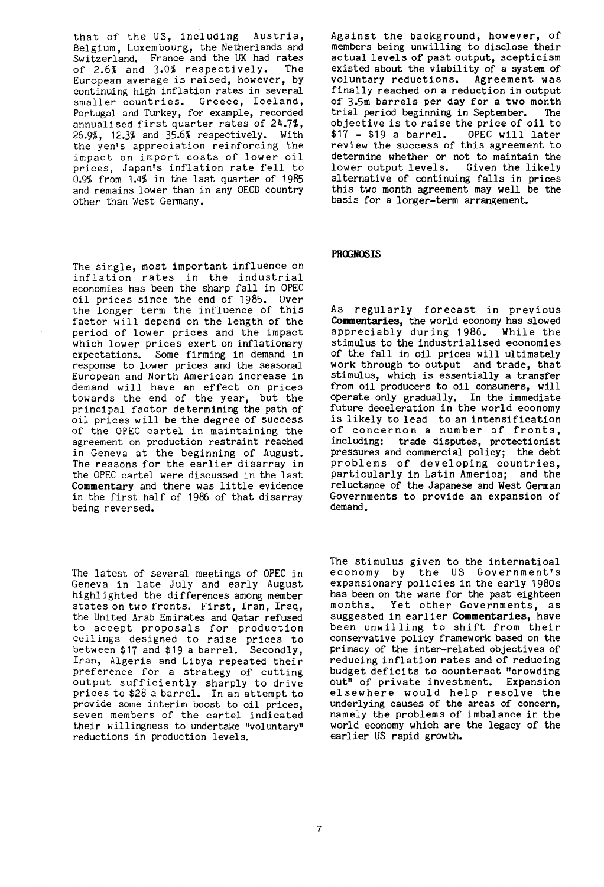that of the US, including Austria, Belgium, Luxembourg, the Netherlands and Switzerland. France and the UK had rates of 2.6% and 3.0% respectively. The European average is raised, however, by continuing high inflation rates in several smaller countries. Greece, Iceland, Portugal and Turkey, for example, recorded annualised first quarter rates of 24.7%, 26.9%, 12.3% and 35.6% respectively. With the yen's appreciation reinforcing the impact on import costs of lower oil prices, Japan's inflation rate fell to 0.9% from 1.4% in the last quarter of 1985 and remains lower than in any OECD country other than West Germany.

The single, most important influence on inflation rates in the industrial economies has been the sharp fall in OPEC oil prices since the end of 1985. Over the longer term the influence of this factor will depend on the length of the period of lower prices and the impact which lower prices exert on inflationary expectations. Some firming in demand in response to lower prices and the seasonal European and North American increase in demand will have an effect on prices towards the end of the year, but the principal factor determining the path of oil prices will be the degree of success of the OPEC cartel in maintaining the agreement on production restraint reached in Geneva at the beginning of August. The reasons for the earlier disarray in the OPEC cartel were discussed in the last **Commentary** and there was little evidence in the first half of 1986 of that disarray being reversed.

The latest of several meetings of OPEC in Geneva in late July and early August highlighted the differences among member states on two fronts. First, Iran, Iraq, the United Arab Emirates and Qatar refused to accept proposals for production ceilings designed to raise prices to between $17 and $19 a barrel. Secondly, Iran, Algeria and Libya repeated their preference for a strategy of cutting output sufficiently sharply to drive prices to $28 a barrel. In an attempt to provide some interim boost to oil prices, seven members of the cartel indicated their willingness to undertake "voluntary" reductions in production levels.

Against the background, however, of members being unwilling to disclose their actual levels of past output, scepticism existed about the viability of a system of voluntary reductions. Agreement was finally reached on a reduction in output of 3.5m barrels per day for a two month trial period beginning in September. The objective is to raise the price of oil to $17 - $19 a barrel. OPEC will later review the success of this agreement to determine whether or not to maintain the lower output levels. Given the likely alternative of continuing falls in prices this two month agreement may well be the basis for a longer-term arrangement.

**PROGNOSIS**

As regularly forecast in previous **Commentaries**, the world economy has slowed appreciably during 1986. While the stimulus to the industrialised economies of the fall in oil prices will ultimately work through to output and trade, that stimulus, which is essentially a transfer from oil producers to oil consumers, will operate only gradually. In the immediate future deceleration in the world economy is likely to lead to an intensification of concernon a number of fronts, including: trade disputes, protectionist pressures and commercial policy; the debt problems of developing countries, particularly in Latin America; and the reluctance of the Japanese and West German Governments to provide an expansion of demand.

The stimulus given to the internatioal economy by the US Government's expansionary policies in the early 1980s has been on the wane for the past eighteen months. Yet other Governments, as suggested in earlier **Commentaries**, have been unwilling to shift from their conservative policy framework based on the primacy of the inter-related objectives of reducing inflation rates and of reducing budget deficits to counteract "crowding out" of private investment. Expansion elsewhere would help resolve the underlying causes of the areas of concern, namely the problems of imbalance in the world economy which are the legacy of the earlier US rapid growth.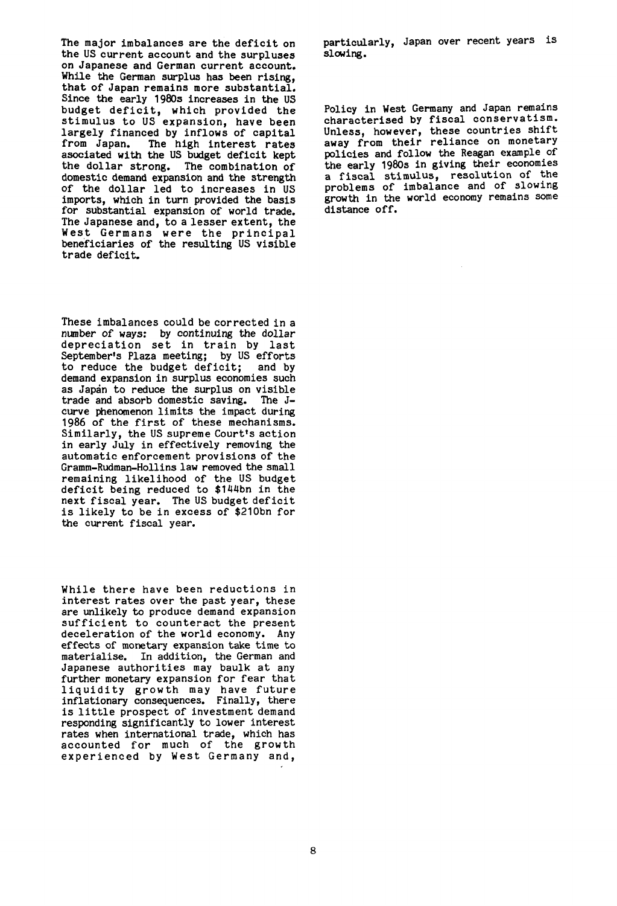The major imbalances are the deficit on the US current account and the surpluses on Japanese and German current account. While the German surplus has been rising, that of Japan remains more substantial. Since the early 1980s increases in the US budget deficit, which provided the stimulus to US expansion, have been largely financed by inflows of capital from Japan. The high interest rates asociated with the US budget deficit kept the dollar strong. The combination of domestic demand expansion and the strength of the dollar led to increases in US imports, which in turn provided the basis for substantial expansion of world trade. The Japanese and, to a lesser extent, the West Germans were the principal beneficiaries of the resulting US visible trade deficit.

These imbalances could be corrected in a number of ways: by continuing the dollar depreciation set in train by last September's Plaza meeting; by US efforts to reduce the budget deficit; and by demand expansion in surplus economies such as Japán to reduce the surplus on visible trade and absorb domestic saving. The J-curve phenomenon limits the impact during 1986 of the first of these mechanisms. Similarly, the US supreme Court's action in early July in effectively removing the automatic enforcement provisions of the Gramm-Rudman-Hollins law removed the small remaining likelihood of the US budget deficit being reduced to \$144bn in the next fiscal year. The US budget deficit is likely to be in excess of \$210bn for the current fiscal year.

While there have been reductions in interest rates over the past year, these are unlikely to produce demand expansion sufficient to counteract the present deceleration of the world economy. Any effects of monetary expansion take time to materialise. In addition, the German and Japanese authorities may baulk at any further monetary expansion for fear that liquidity growth may have future inflationary consequences. Finally, there is little prospect of investment demand responding significantly to lower interest rates when international trade, which has accounted for much of the growth experienced by West Germany and, particularly, Japan over recent years is slowing.

Policy in West Germany and Japan remains characterised by fiscal conservatism. Unless, however, these countries shift away from their reliance on monetary policies and follow the Reagan example of the early 1980s in giving their economies a fiscal stimulus, resolution of the problems of imbalance and of slowing growth in the world economy remains some distance off.